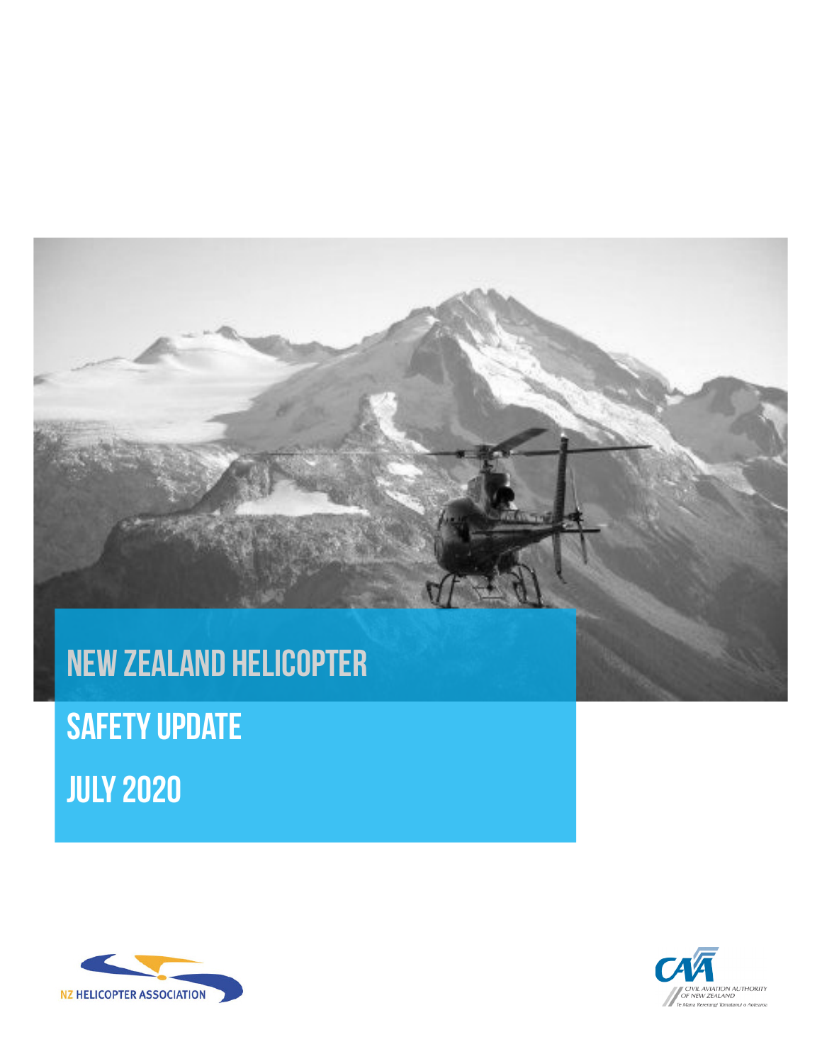# NEW ZEALAND HELICOPTER SAFETY UPDATE

# JULY 2020

NZ HELICOPTER ASSOCIATION

CIVIL AVIATION AUTHORITY OF NEW ZEALAND

Te Mana Rererangi Tūmatanui o Aotearoa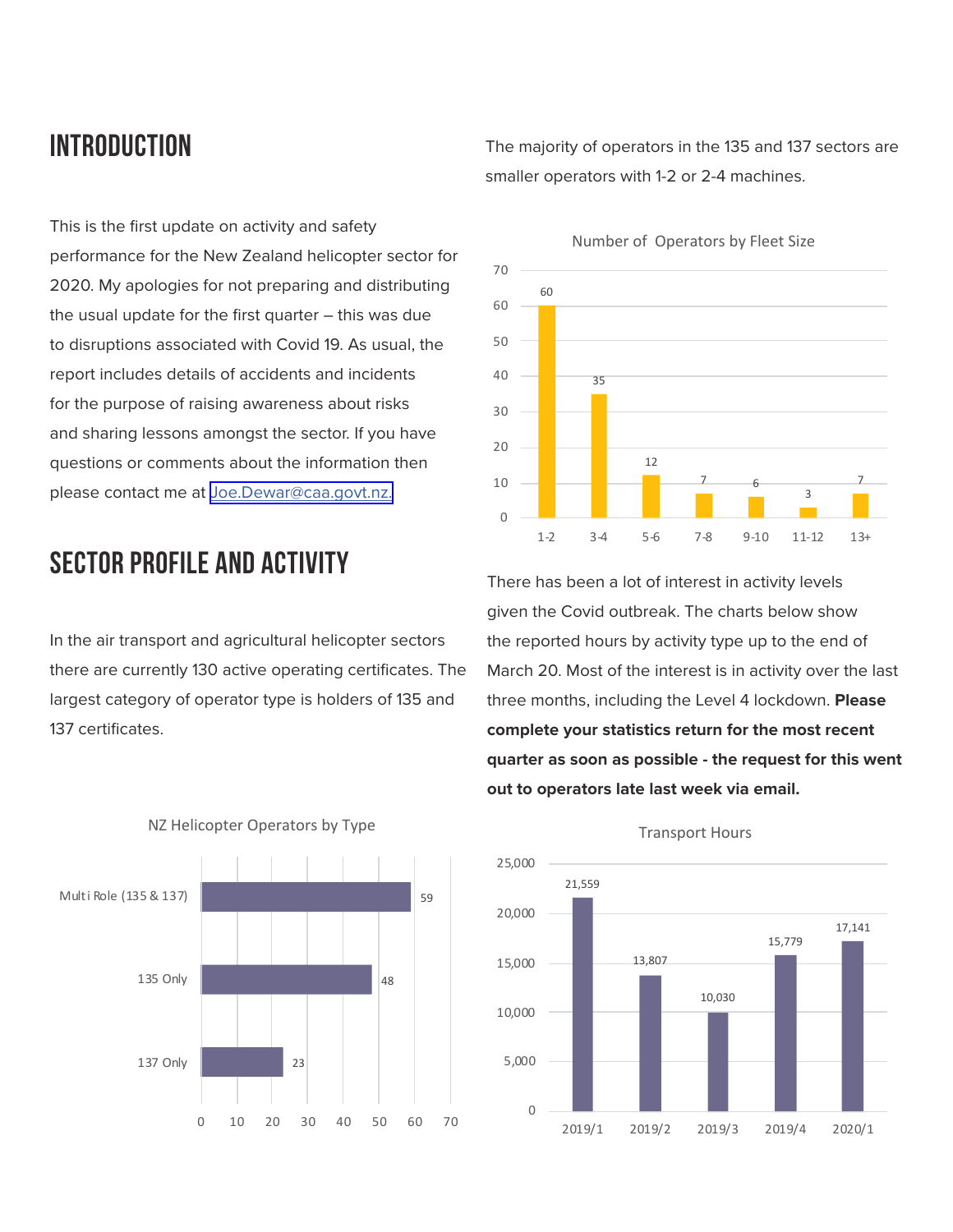# INTRODUCTION

This is the first update on activity and safety performance for the New Zealand helicopter sector for 2020. My apologies for not preparing and distributing the usual update for the first quarter – this was due to disruptions associated with Covid 19. As usual, the report includes details of accidents and incidents for the purpose of raising awareness about risks and sharing lessons amongst the sector. If you have questions or comments about the information then please contact me at Joe.Dewar@caa.govt.nz.

# SECTOR PROFILE AND ACTIVITY

In the air transport and agricultural helicopter sectors there are currently 130 active operating certificates. The largest category of operator type is holders of 135 and 137 certificates.

NZ Helicopter Operators by Type

| Type | Number |
|---|---|
| Multi Role (135 & 137) | 59 |
| 135 Only | 48 |
| 137 Only | 23 |

The majority of operators in the 135 and 137 sectors are smaller operators with 1-2 or 2-4 machines.

Number of Operators by Fleet Size

| Fleet Size | Number of Operators |
|---|---|
| 1-2 | 60 |
| 3-4 | 35 |
| 5-6 | 12 |
| 7-8 | 7 |
| 9-10 | 6 |
| 11-12 | 3 |
| 13+ | 7 |

There has been a lot of interest in activity levels given the Covid outbreak. The charts below show the reported hours by activity type up to the end of March 20. Most of the interest is in activity over the last three months, including the Level 4 lockdown. **Please complete your statistics return for the most recent quarter as soon as possible - the request for this went out to operators late last week via email.**

Transport Hours

| Quarter | Hours |
|---|---|
| 2019/1 | 21,559 |
| 2019/2 | 13,807 |
| 2019/3 | 10,030 |
| 2019/4 | 15,779 |
| 2020/1 | 17,141 |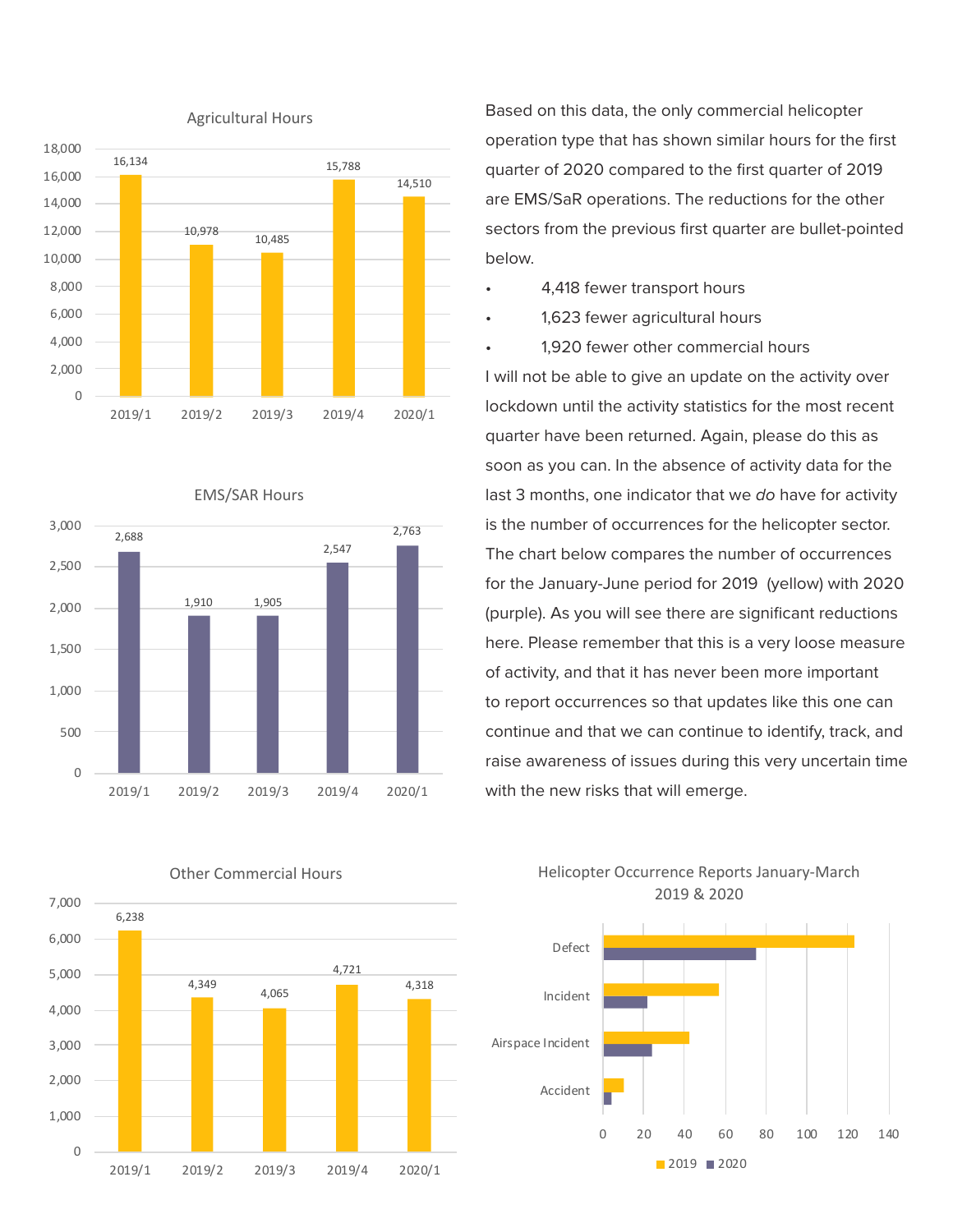Based on this data, the only commercial helicopter operation type that has shown similar hours for the first quarter of 2020 compared to the first quarter of 2019 are EMS/SaR operations. The reductions for the other sectors from the previous first quarter are bullet-pointed below.

- 4,418 fewer transport hours
- 1,623 fewer agricultural hours
- 1,920 fewer other commercial hours

I will not be able to give an update on the activity over lockdown until the activity statistics for the most recent quarter have been returned. Again, please do this as soon as you can. In the absence of activity data for the last 3 months, one indicator that we *do* have for activity is the number of occurrences for the helicopter sector. The chart below compares the number of occurrences for the January-June period for 2019 (yellow) with 2020 (purple). As you will see there are significant reductions here. Please remember that this is a very loose measure of activity, and that it has never been more important to report occurrences so that updates like this one can continue and that we can continue to identify, track, and raise awareness of issues during this very uncertain time with the new risks that will emerge.

**Agricultural Hours**

| Quarter | Hours |
|---|---|
| 2019/1 | 16,134 |
| 2019/2 | 10,978 |
| 2019/3 | 10,485 |
| 2019/4 | 15,788 |
| 2020/1 | 14,510 |

**EMS/SAR Hours**

| Quarter | Hours |
|---|---|
| 2019/1 | 2,688 |
| 2019/2 | 1,910 |
| 2019/3 | 1,905 |
| 2019/4 | 2,547 |
| 2020/1 | 2,763 |

**Other Commercial Hours**

| Quarter | Hours |
|---|---|
| 2019/1 | 6,238 |
| 2019/2 | 4,349 |
| 2019/3 | 4,065 |
| 2019/4 | 4,721 |
| 2020/1 | 4,318 |

**Helicopter Occurrence Reports January-March 2019 & 2020**

(Categories: Defect, Incident, Airspace Incident, Accident; legend: 2019, 2020)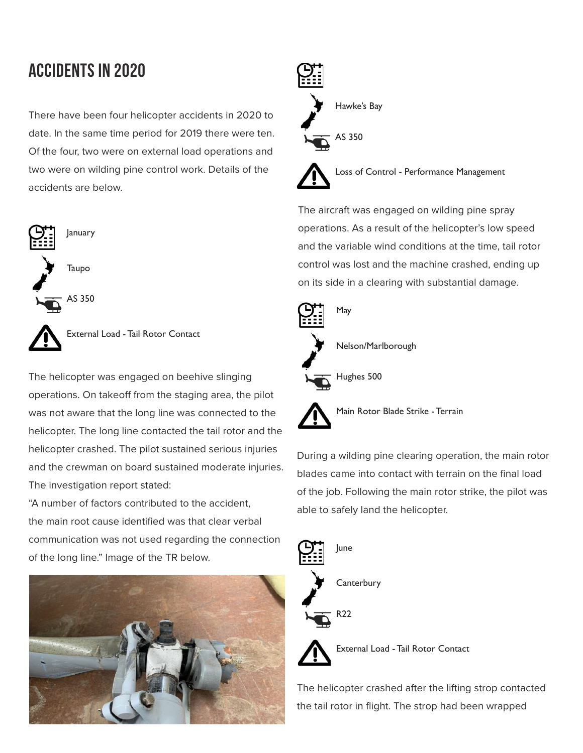# ACCIDENTS IN 2020

There have been four helicopter accidents in 2020 to date. In the same time period for 2019 there were ten. Of the four, two were on external load operations and two were on wilding pine control work. Details of the accidents are below.

January

Taupo

AS 350

External Load - Tail Rotor Contact

The helicopter was engaged on beehive slinging operations. On takeoff from the staging area, the pilot was not aware that the long line was connected to the helicopter. The long line contacted the tail rotor and the helicopter crashed. The pilot sustained serious injuries and the crewman on board sustained moderate injuries. The investigation report stated:

"A number of factors contributed to the accident, the main root cause identified was that clear verbal communication was not used regarding the connection of the long line." Image of the TR below.

Hawke's Bay

AS 350

Loss of Control - Performance Management

The aircraft was engaged on wilding pine spray operations. As a result of the helicopter's low speed and the variable wind conditions at the time, tail rotor control was lost and the machine crashed, ending up on its side in a clearing with substantial damage.

May

Nelson/Marlborough

Hughes 500

Main Rotor Blade Strike - Terrain

During a wilding pine clearing operation, the main rotor blades came into contact with terrain on the final load of the job. Following the main rotor strike, the pilot was able to safely land the helicopter.

June

Canterbury

R22

External Load - Tail Rotor Contact

The helicopter crashed after the lifting strop contacted the tail rotor in flight. The strop had been wrapped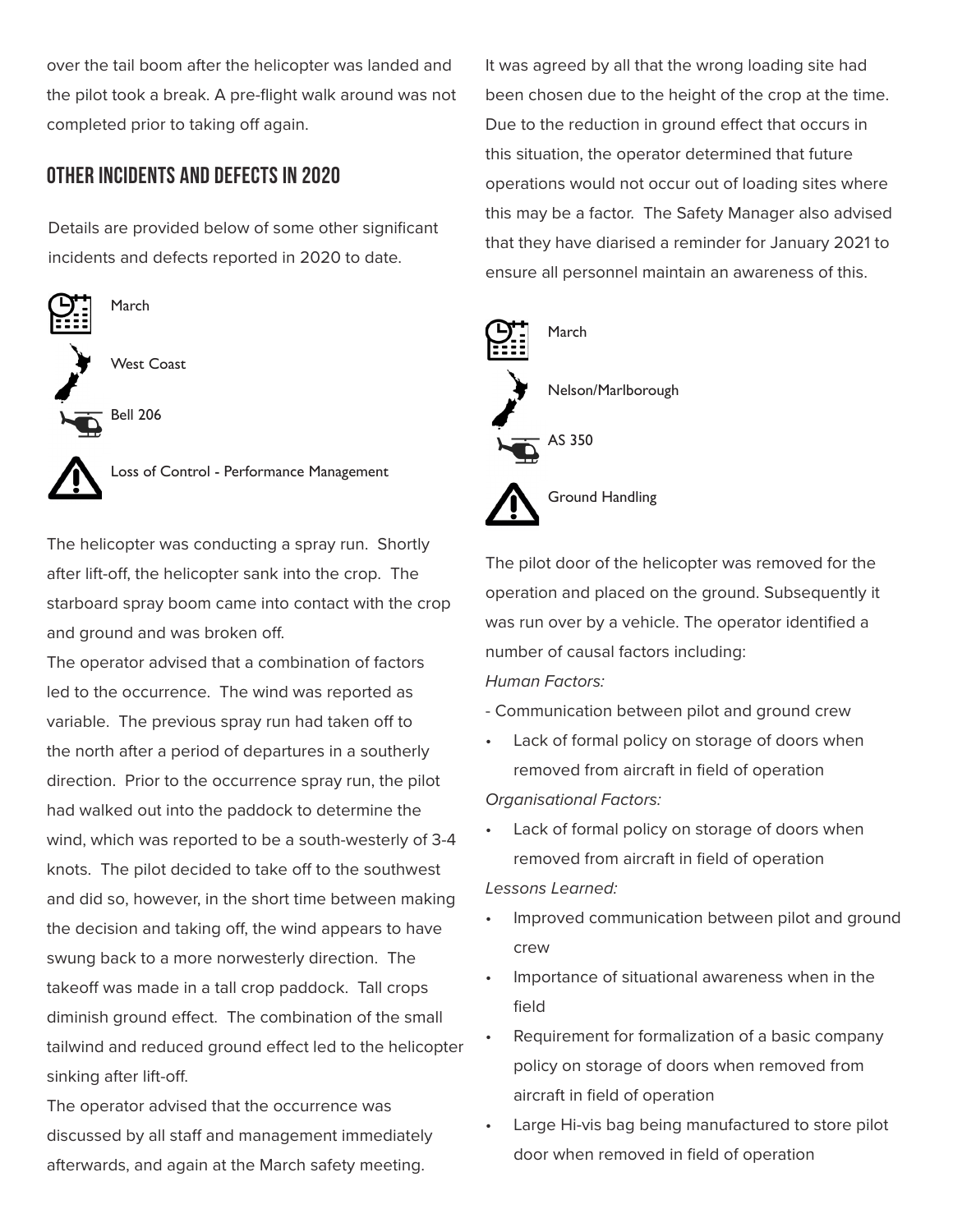over the tail boom after the helicopter was landed and the pilot took a break. A pre-flight walk around was not completed prior to taking off again.

## OTHER INCIDENTS AND DEFECTS IN 2020

Details are provided below of some other significant incidents and defects reported in 2020 to date.

March

West Coast

Bell 206

Loss of Control - Performance Management

The helicopter was conducting a spray run. Shortly after lift-off, the helicopter sank into the crop. The starboard spray boom came into contact with the crop and ground and was broken off.

The operator advised that a combination of factors led to the occurrence. The wind was reported as variable. The previous spray run had taken off to the north after a period of departures in a southerly direction. Prior to the occurrence spray run, the pilot had walked out into the paddock to determine the wind, which was reported to be a south-westerly of 3-4 knots. The pilot decided to take off to the southwest and did so, however, in the short time between making the decision and taking off, the wind appears to have swung back to a more norwesterly direction. The takeoff was made in a tall crop paddock. Tall crops diminish ground effect. The combination of the small tailwind and reduced ground effect led to the helicopter sinking after lift-off.

The operator advised that the occurrence was discussed by all staff and management immediately afterwards, and again at the March safety meeting. It was agreed by all that the wrong loading site had been chosen due to the height of the crop at the time. Due to the reduction in ground effect that occurs in this situation, the operator determined that future operations would not occur out of loading sites where this may be a factor. The Safety Manager also advised that they have diarised a reminder for January 2021 to ensure all personnel maintain an awareness of this.

March

Nelson/Marlborough

AS 350

Ground Handling

The pilot door of the helicopter was removed for the operation and placed on the ground. Subsequently it was run over by a vehicle. The operator identified a number of causal factors including:

*Human Factors:*

- Communication between pilot and ground crew
- Lack of formal policy on storage of doors when removed from aircraft in field of operation

*Organisational Factors:*

- Lack of formal policy on storage of doors when removed from aircraft in field of operation

*Lessons Learned:*

- Improved communication between pilot and ground crew
- Importance of situational awareness when in the field
- Requirement for formalization of a basic company policy on storage of doors when removed from aircraft in field of operation
- Large Hi-vis bag being manufactured to store pilot door when removed in field of operation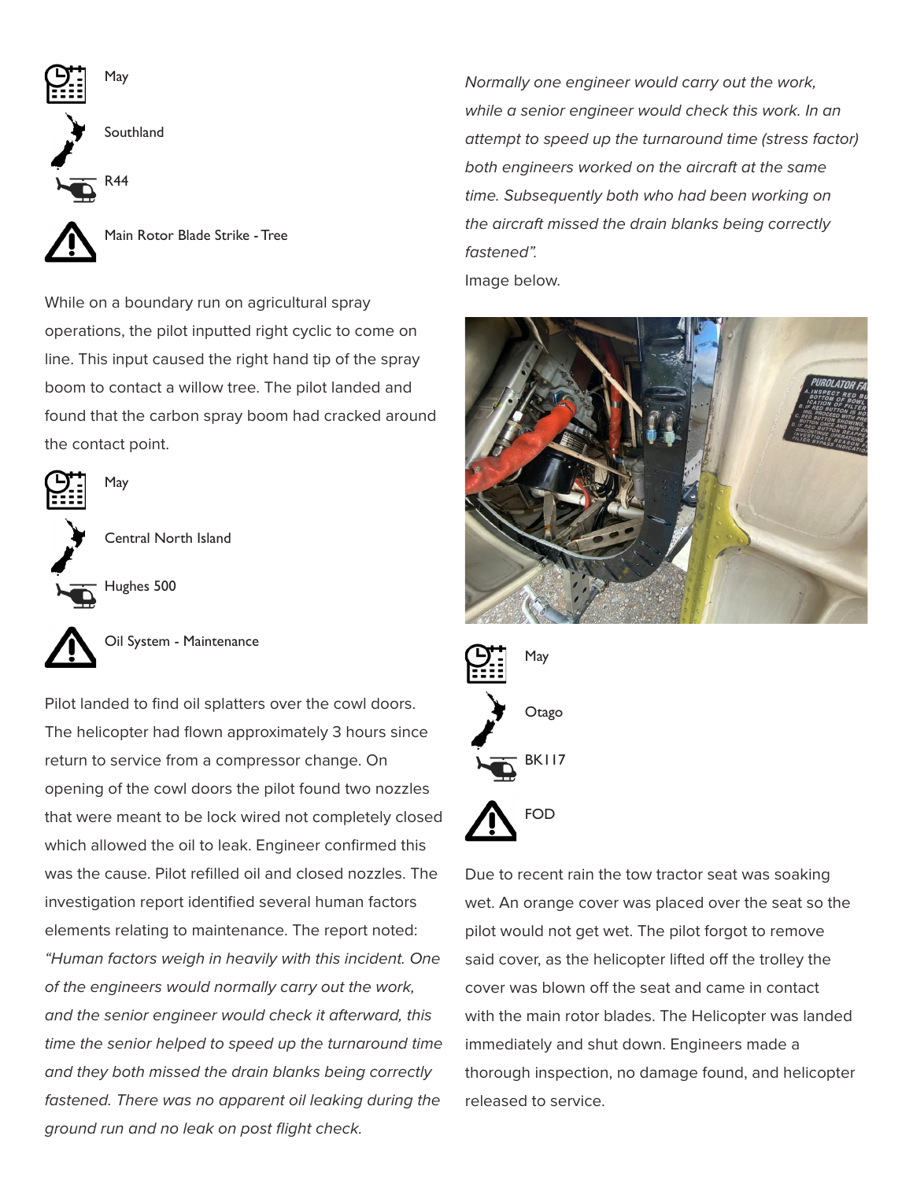May

Southland

R44

Main Rotor Blade Strike - Tree

While on a boundary run on agricultural spray operations, the pilot inputted right cyclic to come on line. This input caused the right hand tip of the spray boom to contact a willow tree. The pilot landed and found that the carbon spray boom had cracked around the contact point.

May

Central North Island

Hughes 500

Oil System - Maintenance

Pilot landed to find oil splatters over the cowl doors. The helicopter had flown approximately 3 hours since return to service from a compressor change. On opening of the cowl doors the pilot found two nozzles that were meant to be lock wired not completely closed which allowed the oil to leak. Engineer confirmed this was the cause. Pilot refilled oil and closed nozzles. The investigation report identified several human factors elements relating to maintenance. The report noted: *"Human factors weigh in heavily with this incident. One of the engineers would normally carry out the work, and the senior engineer would check it afterward, this time the senior helped to speed up the turnaround time and they both missed the drain blanks being correctly fastened. There was no apparent oil leaking during the ground run and no leak on post flight check.*

*Normally one engineer would carry out the work, while a senior engineer would check this work. In an attempt to speed up the turnaround time (stress factor) both engineers worked on the aircraft at the same time. Subsequently both who had been working on the aircraft missed the drain blanks being correctly fastened".*

Image below.

May

Otago

BK117

FOD

Due to recent rain the tow tractor seat was soaking wet. An orange cover was placed over the seat so the pilot would not get wet. The pilot forgot to remove said cover, as the helicopter lifted off the trolley the cover was blown off the seat and came in contact with the main rotor blades. The Helicopter was landed immediately and shut down. Engineers made a thorough inspection, no damage found, and helicopter released to service.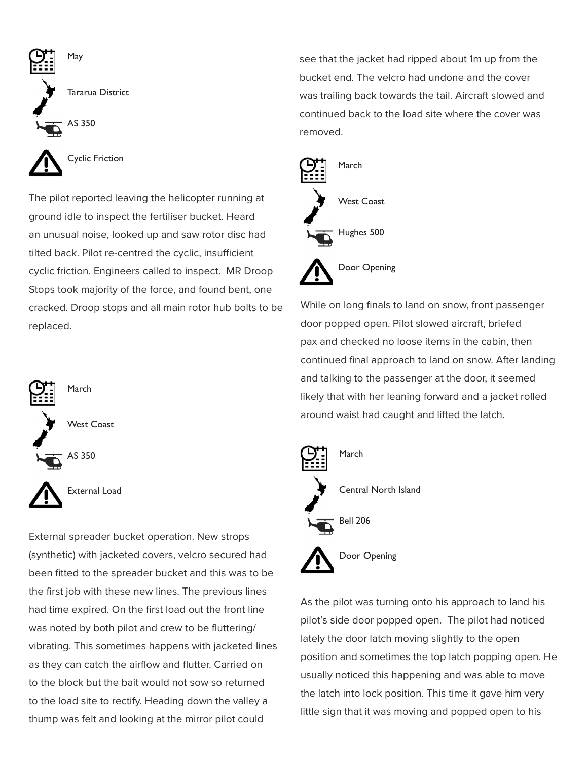May

Tararua District

AS 350

Cyclic Friction

The pilot reported leaving the helicopter running at ground idle to inspect the fertiliser bucket. Heard an unusual noise, looked up and saw rotor disc had tilted back. Pilot re-centred the cyclic, insufficient cyclic friction. Engineers called to inspect. MR Droop Stops took majority of the force, and found bent, one cracked. Droop stops and all main rotor hub bolts to be replaced.

March

West Coast

AS 350

External Load

External spreader bucket operation. New strops (synthetic) with jacketed covers, velcro secured had been fitted to the spreader bucket and this was to be the first job with these new lines. The previous lines had time expired. On the first load out the front line was noted by both pilot and crew to be fluttering/vibrating. This sometimes happens with jacketed lines as they can catch the airflow and flutter. Carried on to the block but the bait would not sow so returned to the load site to rectify. Heading down the valley a thump was felt and looking at the mirror pilot could see that the jacket had ripped about 1m up from the bucket end. The velcro had undone and the cover was trailing back towards the tail. Aircraft slowed and continued back to the load site where the cover was removed.

March

West Coast

Hughes 500

Door Opening

While on long finals to land on snow, front passenger door popped open. Pilot slowed aircraft, briefed pax and checked no loose items in the cabin, then continued final approach to land on snow. After landing and talking to the passenger at the door, it seemed likely that with her leaning forward and a jacket rolled around waist had caught and lifted the latch.

March

Central North Island

Bell 206

Door Opening

As the pilot was turning onto his approach to land his pilot's side door popped open. The pilot had noticed lately the door latch moving slightly to the open position and sometimes the top latch popping open. He usually noticed this happening and was able to move the latch into lock position. This time it gave him very little sign that it was moving and popped open to his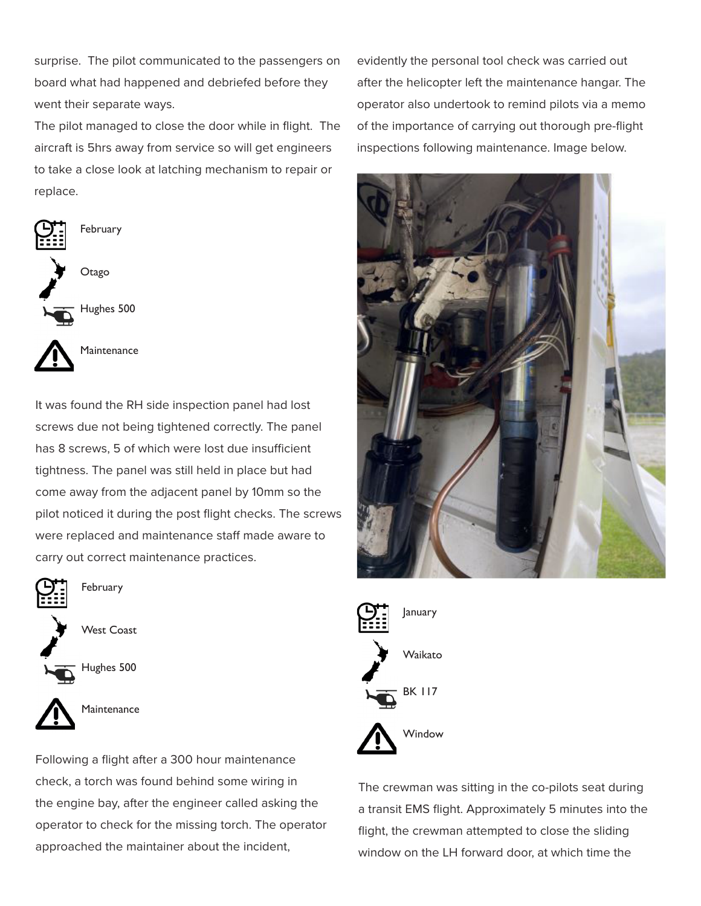surprise. The pilot communicated to the passengers on board what had happened and debriefed before they went their separate ways.

The pilot managed to close the door while in flight. The aircraft is 5hrs away from service so will get engineers to take a close look at latching mechanism to repair or replace.

February

Otago

Hughes 500

Maintenance

It was found the RH side inspection panel had lost screws due not being tightened correctly. The panel has 8 screws, 5 of which were lost due insufficient tightness. The panel was still held in place but had come away from the adjacent panel by 10mm so the pilot noticed it during the post flight checks. The screws were replaced and maintenance staff made aware to carry out correct maintenance practices.

February

West Coast

Hughes 500

Maintenance

Following a flight after a 300 hour maintenance check, a torch was found behind some wiring in the engine bay, after the engineer called asking the operator to check for the missing torch. The operator approached the maintainer about the incident, evidently the personal tool check was carried out after the helicopter left the maintenance hangar. The operator also undertook to remind pilots via a memo of the importance of carrying out thorough pre-flight inspections following maintenance. Image below.

January

Waikato

BK 117

Window

The crewman was sitting in the co-pilots seat during a transit EMS flight. Approximately 5 minutes into the flight, the crewman attempted to close the sliding window on the LH forward door, at which time the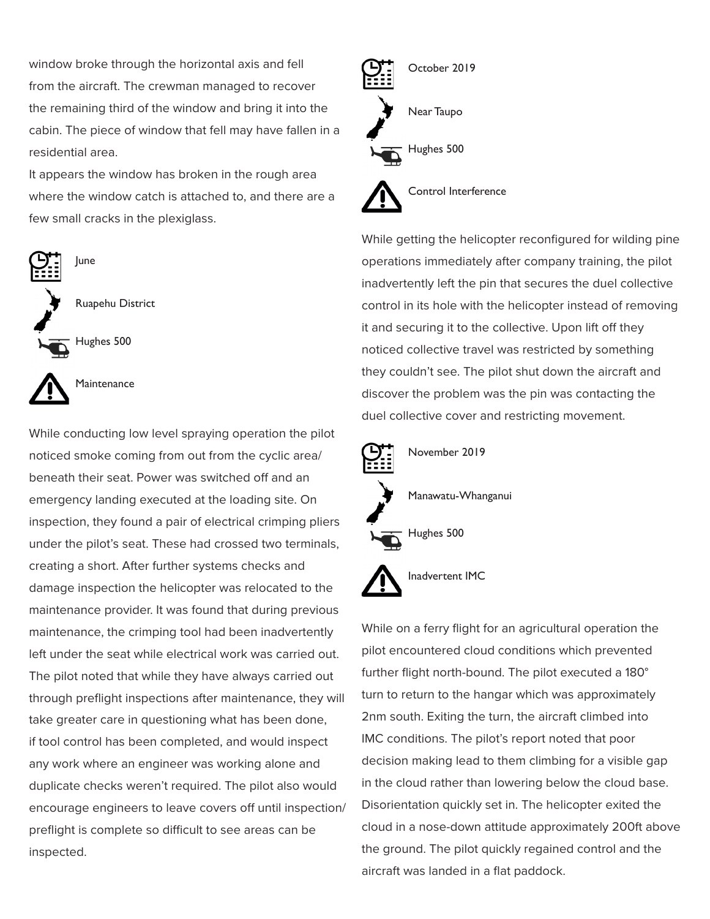window broke through the horizontal axis and fell from the aircraft. The crewman managed to recover the remaining third of the window and bring it into the cabin. The piece of window that fell may have fallen in a residential area.
It appears the window has broken in the rough area where the window catch is attached to, and there are a few small cracks in the plexiglass.

June

Ruapehu District

Hughes 500

Maintenance

While conducting low level spraying operation the pilot noticed smoke coming from out from the cyclic area/ beneath their seat. Power was switched off and an emergency landing executed at the loading site. On inspection, they found a pair of electrical crimping pliers under the pilot's seat. These had crossed two terminals, creating a short. After further systems checks and damage inspection the helicopter was relocated to the maintenance provider. It was found that during previous maintenance, the crimping tool had been inadvertently left under the seat while electrical work was carried out. The pilot noted that while they have always carried out through preflight inspections after maintenance, they will take greater care in questioning what has been done, if tool control has been completed, and would inspect any work where an engineer was working alone and duplicate checks weren't required. The pilot also would encourage engineers to leave covers off until inspection/ preflight is complete so difficult to see areas can be inspected.

October 2019

Near Taupo

Hughes 500

Control Interference

While getting the helicopter reconfigured for wilding pine operations immediately after company training, the pilot inadvertently left the pin that secures the duel collective control in its hole with the helicopter instead of removing it and securing it to the collective. Upon lift off they noticed collective travel was restricted by something they couldn't see. The pilot shut down the aircraft and discover the problem was the pin was contacting the duel collective cover and restricting movement.

November 2019

Manawatu-Whanganui

Hughes 500

Inadvertent IMC

While on a ferry flight for an agricultural operation the pilot encountered cloud conditions which prevented further flight north-bound. The pilot executed a 180° turn to return to the hangar which was approximately 2nm south. Exiting the turn, the aircraft climbed into IMC conditions. The pilot's report noted that poor decision making lead to them climbing for a visible gap in the cloud rather than lowering below the cloud base. Disorientation quickly set in. The helicopter exited the cloud in a nose-down attitude approximately 200ft above the ground. The pilot quickly regained control and the aircraft was landed in a flat paddock.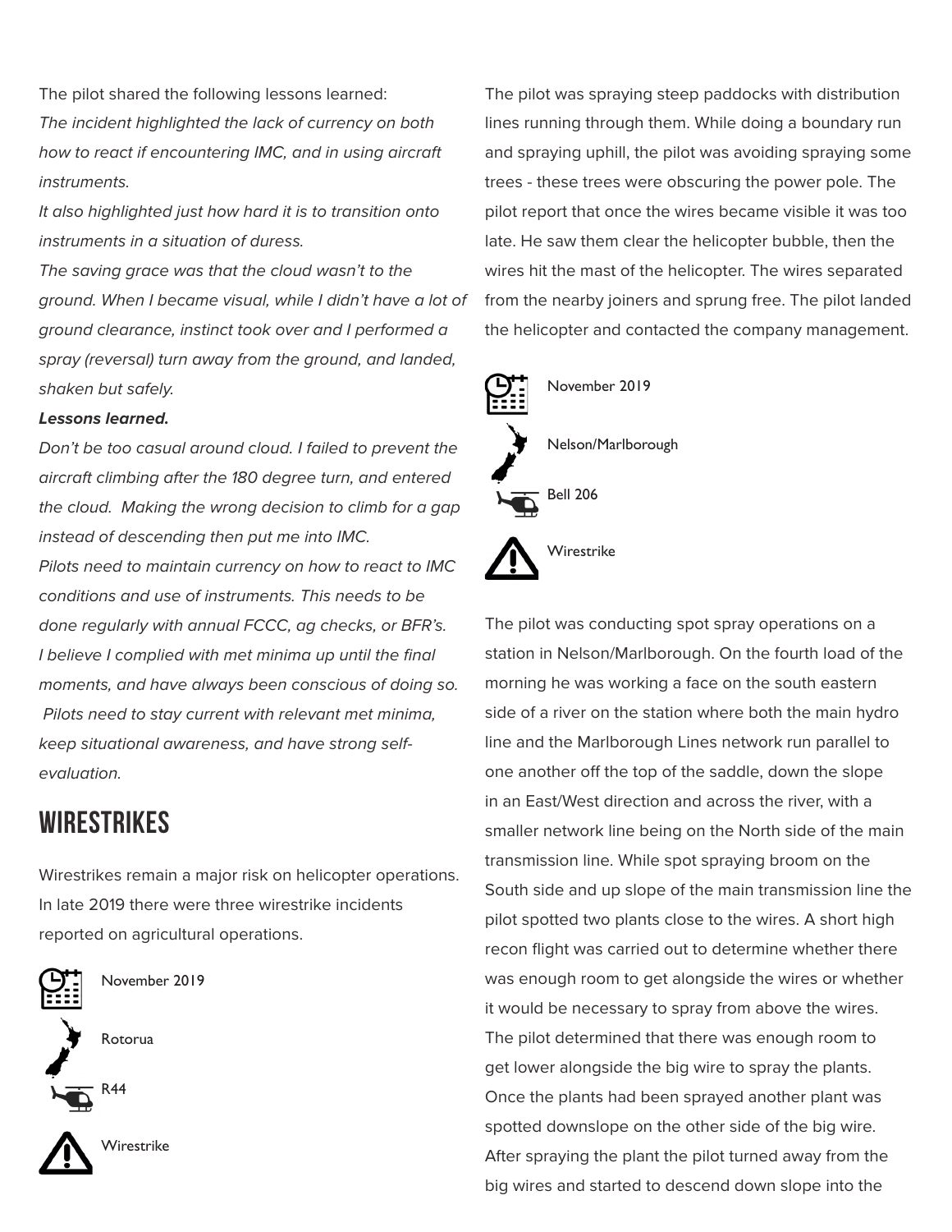The pilot shared the following lessons learned:

*The incident highlighted the lack of currency on both how to react if encountering IMC, and in using aircraft instruments.*

*It also highlighted just how hard it is to transition onto instruments in a situation of duress.*

*The saving grace was that the cloud wasn't to the ground. When I became visual, while I didn't have a lot of ground clearance, instinct took over and I performed a spray (reversal) turn away from the ground, and landed, shaken but safely.*

***Lessons learned.***

*Don't be too casual around cloud. I failed to prevent the aircraft climbing after the 180 degree turn, and entered the cloud. Making the wrong decision to climb for a gap instead of descending then put me into IMC.*

*Pilots need to maintain currency on how to react to IMC conditions and use of instruments. This needs to be done regularly with annual FCCC, ag checks, or BFR's.*

*I believe I complied with met minima up until the final moments, and have always been conscious of doing so.*

*Pilots need to stay current with relevant met minima, keep situational awareness, and have strong self-evaluation.*

## WIRESTRIKES

Wirestrikes remain a major risk on helicopter operations. In late 2019 there were three wirestrike incidents reported on agricultural operations.

November 2019

Rotorua

R44

Wirestrike

The pilot was spraying steep paddocks with distribution lines running through them. While doing a boundary run and spraying uphill, the pilot was avoiding spraying some trees - these trees were obscuring the power pole. The pilot report that once the wires became visible it was too late. He saw them clear the helicopter bubble, then the wires hit the mast of the helicopter. The wires separated from the nearby joiners and sprung free. The pilot landed the helicopter and contacted the company management.

November 2019

Nelson/Marlborough

Bell 206

Wirestrike

The pilot was conducting spot spray operations on a station in Nelson/Marlborough. On the fourth load of the morning he was working a face on the south eastern side of a river on the station where both the main hydro line and the Marlborough Lines network run parallel to one another off the top of the saddle, down the slope in an East/West direction and across the river, with a smaller network line being on the North side of the main transmission line. While spot spraying broom on the South side and up slope of the main transmission line the pilot spotted two plants close to the wires. A short high recon flight was carried out to determine whether there was enough room to get alongside the wires or whether it would be necessary to spray from above the wires. The pilot determined that there was enough room to get lower alongside the big wire to spray the plants. Once the plants had been sprayed another plant was spotted downslope on the other side of the big wire. After spraying the plant the pilot turned away from the big wires and started to descend down slope into the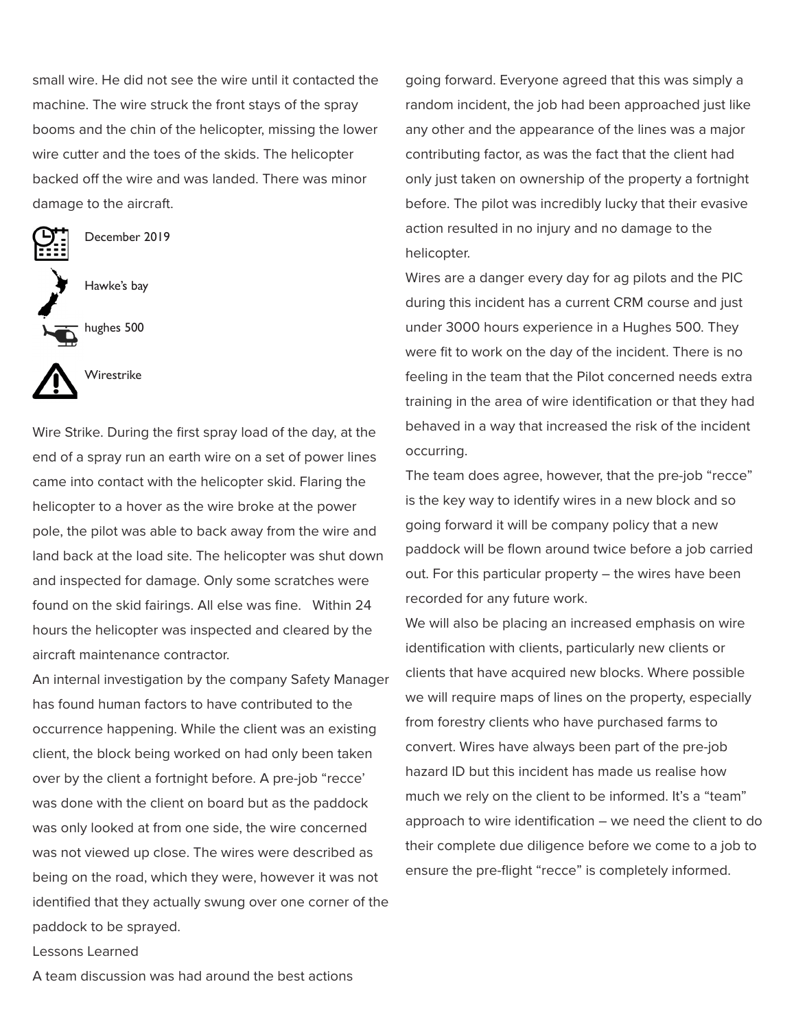small wire. He did not see the wire until it contacted the machine. The wire struck the front stays of the spray booms and the chin of the helicopter, missing the lower wire cutter and the toes of the skids. The helicopter backed off the wire and was landed. There was minor damage to the aircraft.

December 2019

Hawke's bay

hughes 500

Wirestrike

Wire Strike. During the first spray load of the day, at the end of a spray run an earth wire on a set of power lines came into contact with the helicopter skid. Flaring the helicopter to a hover as the wire broke at the power pole, the pilot was able to back away from the wire and land back at the load site. The helicopter was shut down and inspected for damage. Only some scratches were found on the skid fairings. All else was fine. Within 24 hours the helicopter was inspected and cleared by the aircraft maintenance contractor.

An internal investigation by the company Safety Manager has found human factors to have contributed to the occurrence happening. While the client was an existing client, the block being worked on had only been taken over by the client a fortnight before. A pre-job "recce' was done with the client on board but as the paddock was only looked at from one side, the wire concerned was not viewed up close. The wires were described as being on the road, which they were, however it was not identified that they actually swung over one corner of the paddock to be sprayed.

Lessons Learned

A team discussion was had around the best actions going forward. Everyone agreed that this was simply a random incident, the job had been approached just like any other and the appearance of the lines was a major contributing factor, as was the fact that the client had only just taken on ownership of the property a fortnight before. The pilot was incredibly lucky that their evasive action resulted in no injury and no damage to the helicopter.

Wires are a danger every day for ag pilots and the PIC during this incident has a current CRM course and just under 3000 hours experience in a Hughes 500. They were fit to work on the day of the incident. There is no feeling in the team that the Pilot concerned needs extra training in the area of wire identification or that they had behaved in a way that increased the risk of the incident occurring.

The team does agree, however, that the pre-job "recce" is the key way to identify wires in a new block and so going forward it will be company policy that a new paddock will be flown around twice before a job carried out. For this particular property – the wires have been recorded for any future work.

We will also be placing an increased emphasis on wire identification with clients, particularly new clients or clients that have acquired new blocks. Where possible we will require maps of lines on the property, especially from forestry clients who have purchased farms to convert. Wires have always been part of the pre-job hazard ID but this incident has made us realise how much we rely on the client to be informed. It's a "team" approach to wire identification – we need the client to do their complete due diligence before we come to a job to ensure the pre-flight "recce" is completely informed.